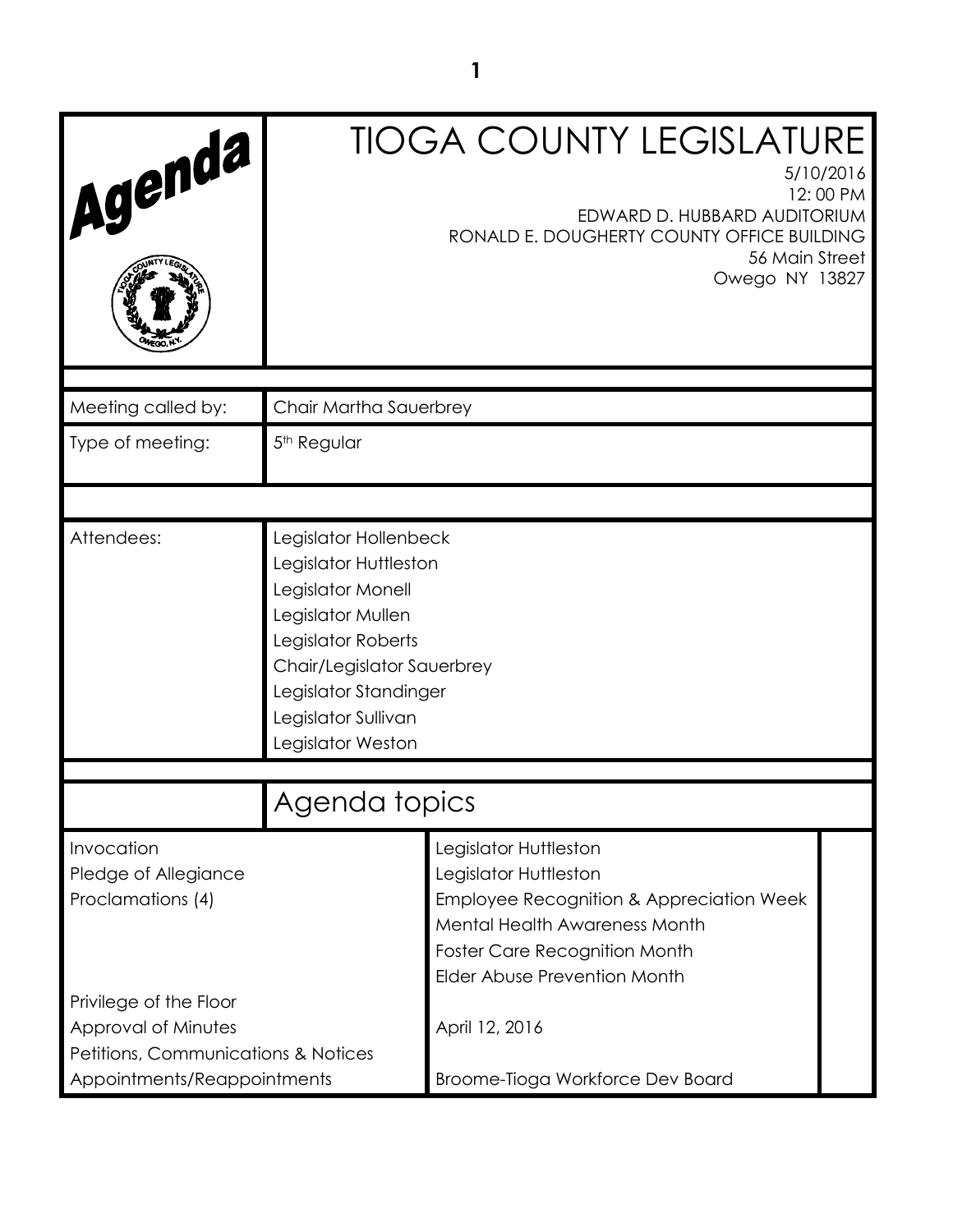# Agenda

# TIOGA COUNTY LEGISLATURE

5/10/2016
12: 00 PM
EDWARD D. HUBBARD AUDITORIUM
RONALD E. DOUGHERTY COUNTY OFFICE BUILDING
56 Main Street
Owego NY 13827

| | |
|---|---|
| Meeting called by: | Chair Martha Sauerbrey |
| Type of meeting: | 5th Regular |
| Attendees: | Legislator Hollenbeck<br>Legislator Huttleston<br>Legislator Monell<br>Legislator Mullen<br>Legislator Roberts<br>Chair/Legislator Sauerbrey<br>Legislator Standinger<br>Legislator Sullivan<br>Legislator Weston |

## Agenda topics

| | | |
|---|---|---|
| Invocation | Legislator Huttleston | |
| Pledge of Allegiance | Legislator Huttleston | |
| Proclamations (4) | Employee Recognition & Appreciation Week<br>Mental Health Awareness Month<br>Foster Care Recognition Month<br>Elder Abuse Prevention Month | |
| Privilege of the Floor | | |
| Approval of Minutes | April 12, 2016 | |
| Petitions, Communications & Notices | | |
| Appointments/Reappointments | Broome-Tioga Workforce Dev Board | |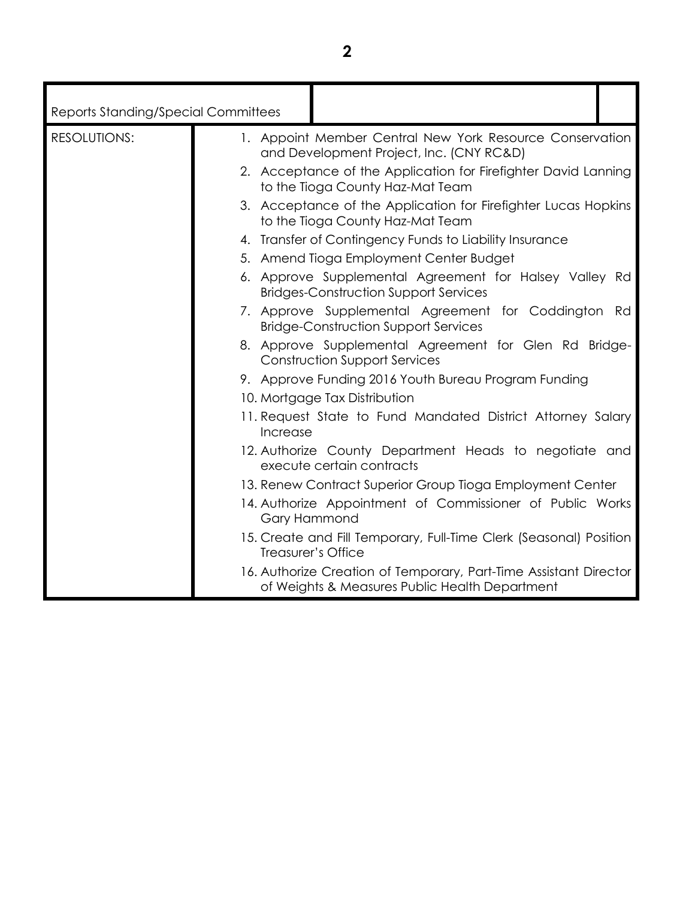| Reports Standing/Special Committees | | |
|---|---|---|
| RESOLUTIONS: | 1. Appoint Member Central New York Resource Conservation and Development Project, Inc. (CNY RC&D)<br>2. Acceptance of the Application for Firefighter David Lanning to the Tioga County Haz-Mat Team<br>3. Acceptance of the Application for Firefighter Lucas Hopkins to the Tioga County Haz-Mat Team<br>4. Transfer of Contingency Funds to Liability Insurance<br>5. Amend Tioga Employment Center Budget<br>6. Approve Supplemental Agreement for Halsey Valley Rd Bridges-Construction Support Services<br>7. Approve Supplemental Agreement for Coddington Rd Bridge-Construction Support Services<br>8. Approve Supplemental Agreement for Glen Rd Bridge-Construction Support Services<br>9. Approve Funding 2016 Youth Bureau Program Funding<br>10. Mortgage Tax Distribution<br>11. Request State to Fund Mandated District Attorney Salary Increase<br>12. Authorize County Department Heads to negotiate and execute certain contracts<br>13. Renew Contract Superior Group Tioga Employment Center<br>14. Authorize Appointment of Commissioner of Public Works Gary Hammond<br>15. Create and Fill Temporary, Full-Time Clerk (Seasonal) Position Treasurer's Office<br>16. Authorize Creation of Temporary, Part-Time Assistant Director of Weights & Measures Public Health Department | |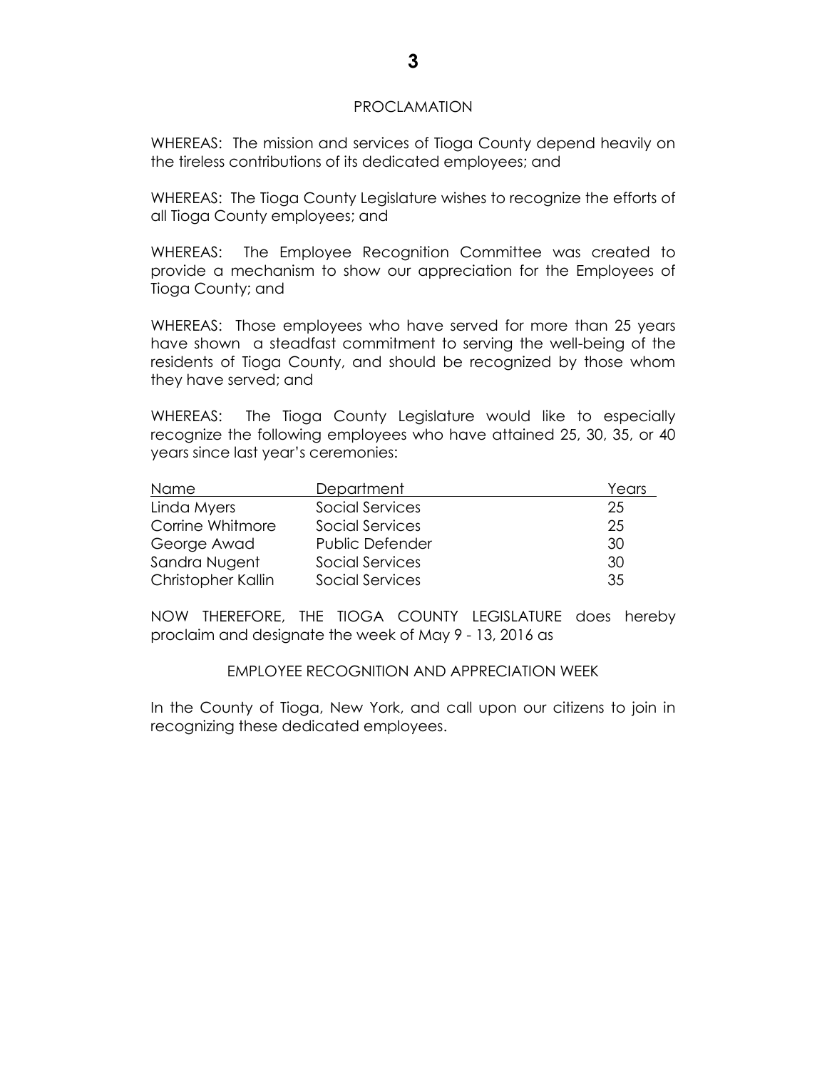## PROCLAMATION

WHEREAS: The mission and services of Tioga County depend heavily on the tireless contributions of its dedicated employees; and

WHEREAS: The Tioga County Legislature wishes to recognize the efforts of all Tioga County employees; and

WHEREAS: The Employee Recognition Committee was created to provide a mechanism to show our appreciation for the Employees of Tioga County; and

WHEREAS: Those employees who have served for more than 25 years have shown a steadfast commitment to serving the well-being of the residents of Tioga County, and should be recognized by those whom they have served; and

WHEREAS: The Tioga County Legislature would like to especially recognize the following employees who have attained 25, 30, 35, or 40 years since last year's ceremonies:

| Name | Department | Years |
|---|---|---|
| Linda Myers | Social Services | 25 |
| Corrine Whitmore | Social Services | 25 |
| George Awad | Public Defender | 30 |
| Sandra Nugent | Social Services | 30 |
| Christopher Kallin | Social Services | 35 |

NOW THEREFORE, THE TIOGA COUNTY LEGISLATURE does hereby proclaim and designate the week of May 9 - 13, 2016 as

EMPLOYEE RECOGNITION AND APPRECIATION WEEK

In the County of Tioga, New York, and call upon our citizens to join in recognizing these dedicated employees.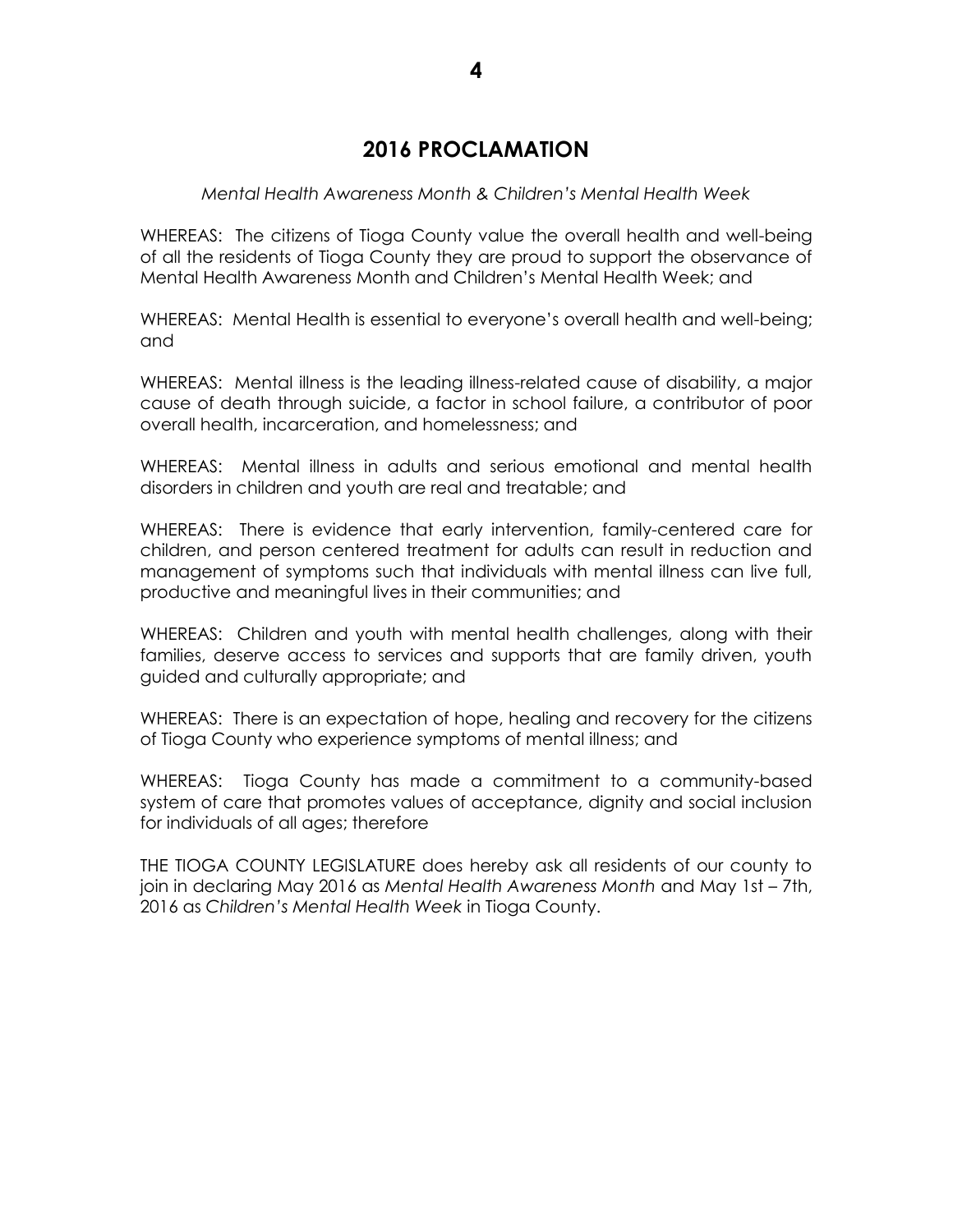# 2016 PROCLAMATION

*Mental Health Awareness Month & Children's Mental Health Week*

WHEREAS: The citizens of Tioga County value the overall health and well-being of all the residents of Tioga County they are proud to support the observance of Mental Health Awareness Month and Children's Mental Health Week; and

WHEREAS: Mental Health is essential to everyone's overall health and well-being; and

WHEREAS: Mental illness is the leading illness-related cause of disability, a major cause of death through suicide, a factor in school failure, a contributor of poor overall health, incarceration, and homelessness; and

WHEREAS: Mental illness in adults and serious emotional and mental health disorders in children and youth are real and treatable; and

WHEREAS: There is evidence that early intervention, family-centered care for children, and person centered treatment for adults can result in reduction and management of symptoms such that individuals with mental illness can live full, productive and meaningful lives in their communities; and

WHEREAS: Children and youth with mental health challenges, along with their families, deserve access to services and supports that are family driven, youth guided and culturally appropriate; and

WHEREAS: There is an expectation of hope, healing and recovery for the citizens of Tioga County who experience symptoms of mental illness; and

WHEREAS: Tioga County has made a commitment to a community-based system of care that promotes values of acceptance, dignity and social inclusion for individuals of all ages; therefore

THE TIOGA COUNTY LEGISLATURE does hereby ask all residents of our county to join in declaring May 2016 as *Mental Health Awareness Month* and May 1st – 7th, 2016 as *Children's Mental Health Week* in Tioga County.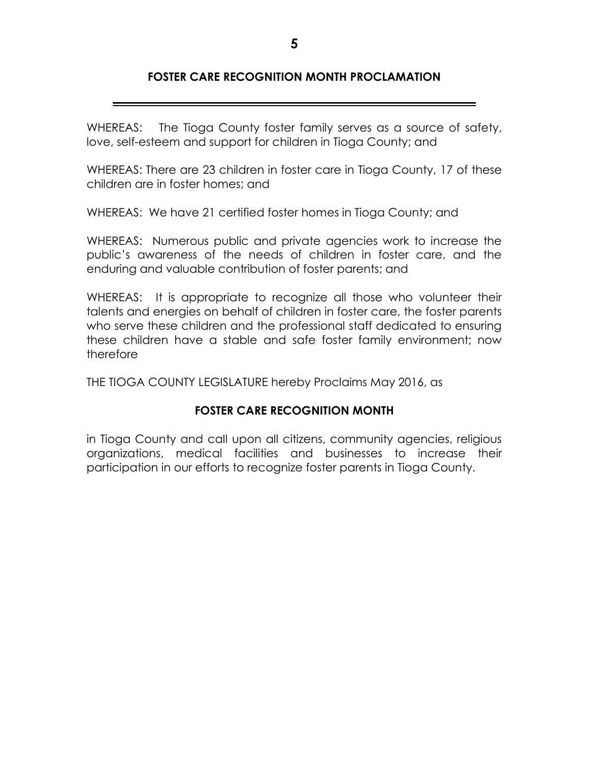## FOSTER CARE RECOGNITION MONTH PROCLAMATION

---

WHEREAS: The Tioga County foster family serves as a source of safety, love, self-esteem and support for children in Tioga County; and

WHEREAS: There are 23 children in foster care in Tioga County, 17 of these children are in foster homes; and

WHEREAS: We have 21 certified foster homes in Tioga County; and

WHEREAS: Numerous public and private agencies work to increase the public's awareness of the needs of children in foster care, and the enduring and valuable contribution of foster parents; and

WHEREAS: It is appropriate to recognize all those who volunteer their talents and energies on behalf of children in foster care, the foster parents who serve these children and the professional staff dedicated to ensuring these children have a stable and safe foster family environment; now therefore

THE TIOGA COUNTY LEGISLATURE hereby Proclaims May 2016, as

**FOSTER CARE RECOGNITION MONTH**

in Tioga County and call upon all citizens, community agencies, religious organizations, medical facilities and businesses to increase their participation in our efforts to recognize foster parents in Tioga County.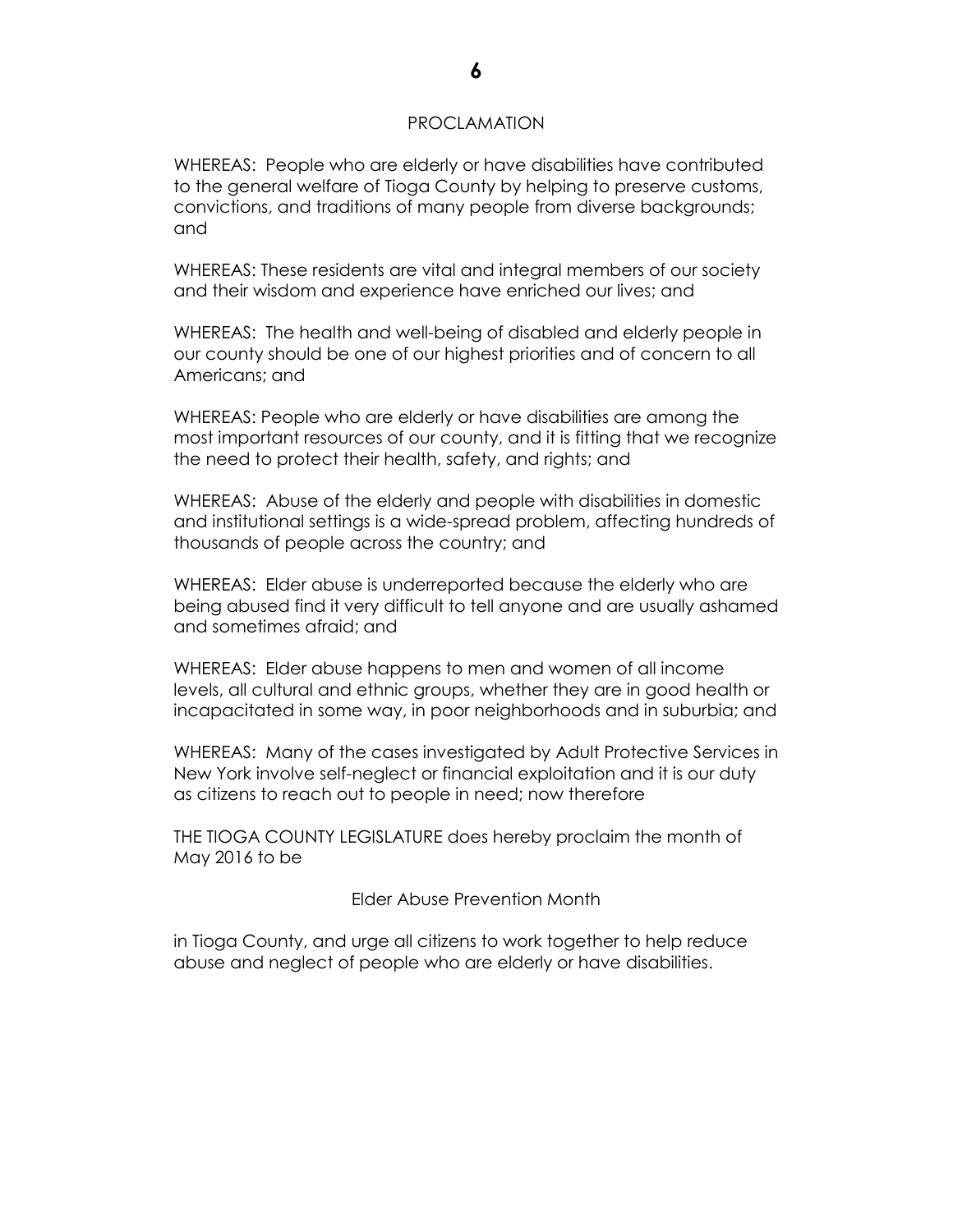## PROCLAMATION

WHEREAS: People who are elderly or have disabilities have contributed to the general welfare of Tioga County by helping to preserve customs, convictions, and traditions of many people from diverse backgrounds; and

WHEREAS: These residents are vital and integral members of our society and their wisdom and experience have enriched our lives; and

WHEREAS: The health and well-being of disabled and elderly people in our county should be one of our highest priorities and of concern to all Americans; and

WHEREAS: People who are elderly or have disabilities are among the most important resources of our county, and it is fitting that we recognize the need to protect their health, safety, and rights; and

WHEREAS: Abuse of the elderly and people with disabilities in domestic and institutional settings is a wide-spread problem, affecting hundreds of thousands of people across the country; and

WHEREAS: Elder abuse is underreported because the elderly who are being abused find it very difficult to tell anyone and are usually ashamed and sometimes afraid; and

WHEREAS: Elder abuse happens to men and women of all income levels, all cultural and ethnic groups, whether they are in good health or incapacitated in some way, in poor neighborhoods and in suburbia; and

WHEREAS: Many of the cases investigated by Adult Protective Services in New York involve self-neglect or financial exploitation and it is our duty as citizens to reach out to people in need; now therefore

THE TIOGA COUNTY LEGISLATURE does hereby proclaim the month of May 2016 to be

Elder Abuse Prevention Month

in Tioga County, and urge all citizens to work together to help reduce abuse and neglect of people who are elderly or have disabilities.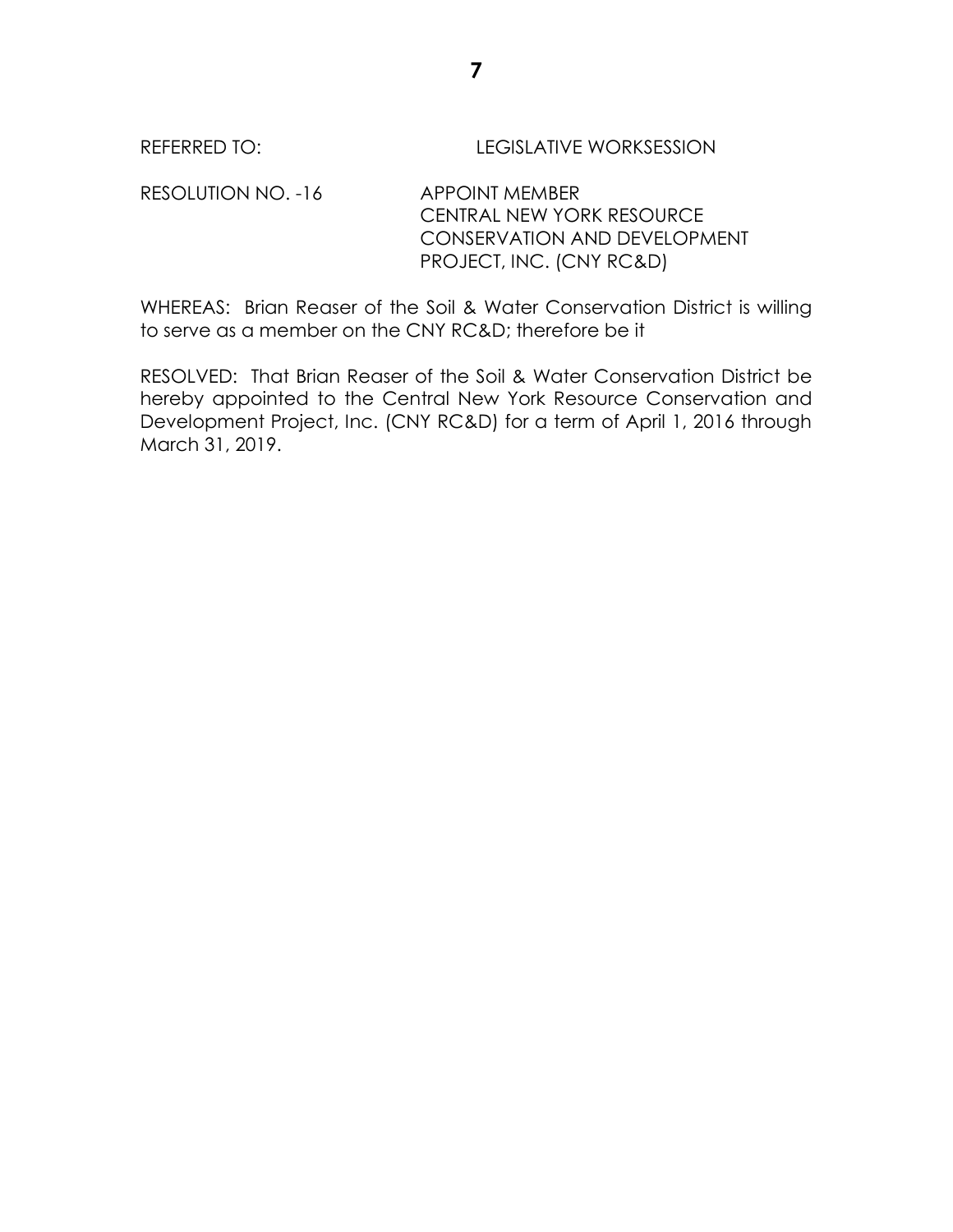REFERRED TO: LEGISLATIVE WORKSESSION

RESOLUTION NO. -16 APPOINT MEMBER CENTRAL NEW YORK RESOURCE CONSERVATION AND DEVELOPMENT PROJECT, INC. (CNY RC&D)

WHEREAS: Brian Reaser of the Soil & Water Conservation District is willing to serve as a member on the CNY RC&D; therefore be it

RESOLVED: That Brian Reaser of the Soil & Water Conservation District be hereby appointed to the Central New York Resource Conservation and Development Project, Inc. (CNY RC&D) for a term of April 1, 2016 through March 31, 2019.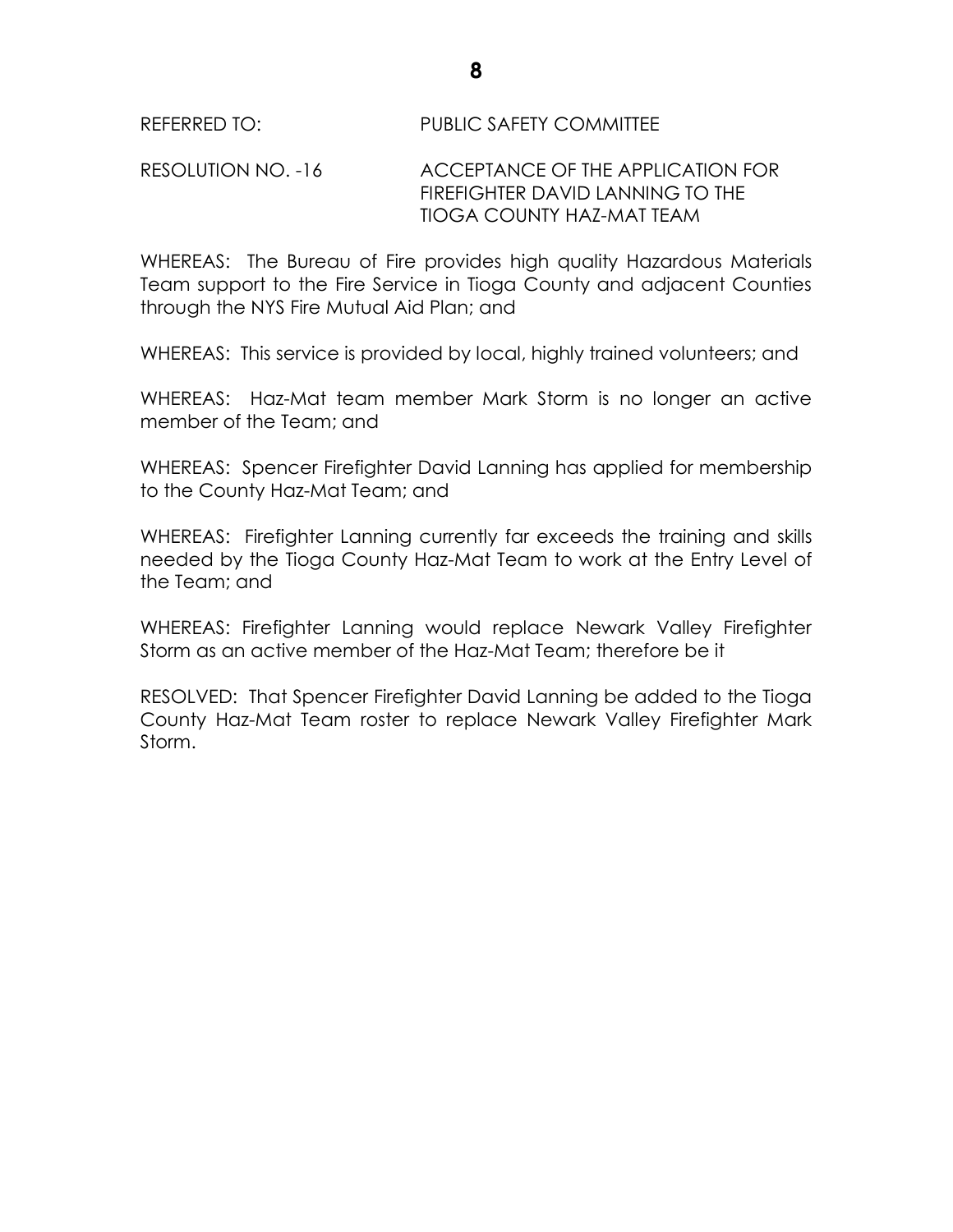REFERRED TO: PUBLIC SAFETY COMMITTEE

RESOLUTION NO. -16 ACCEPTANCE OF THE APPLICATION FOR FIREFIGHTER DAVID LANNING TO THE TIOGA COUNTY HAZ-MAT TEAM

WHEREAS: The Bureau of Fire provides high quality Hazardous Materials Team support to the Fire Service in Tioga County and adjacent Counties through the NYS Fire Mutual Aid Plan; and

WHEREAS: This service is provided by local, highly trained volunteers; and

WHEREAS: Haz-Mat team member Mark Storm is no longer an active member of the Team; and

WHEREAS: Spencer Firefighter David Lanning has applied for membership to the County Haz-Mat Team; and

WHEREAS: Firefighter Lanning currently far exceeds the training and skills needed by the Tioga County Haz-Mat Team to work at the Entry Level of the Team; and

WHEREAS: Firefighter Lanning would replace Newark Valley Firefighter Storm as an active member of the Haz-Mat Team; therefore be it

RESOLVED: That Spencer Firefighter David Lanning be added to the Tioga County Haz-Mat Team roster to replace Newark Valley Firefighter Mark Storm.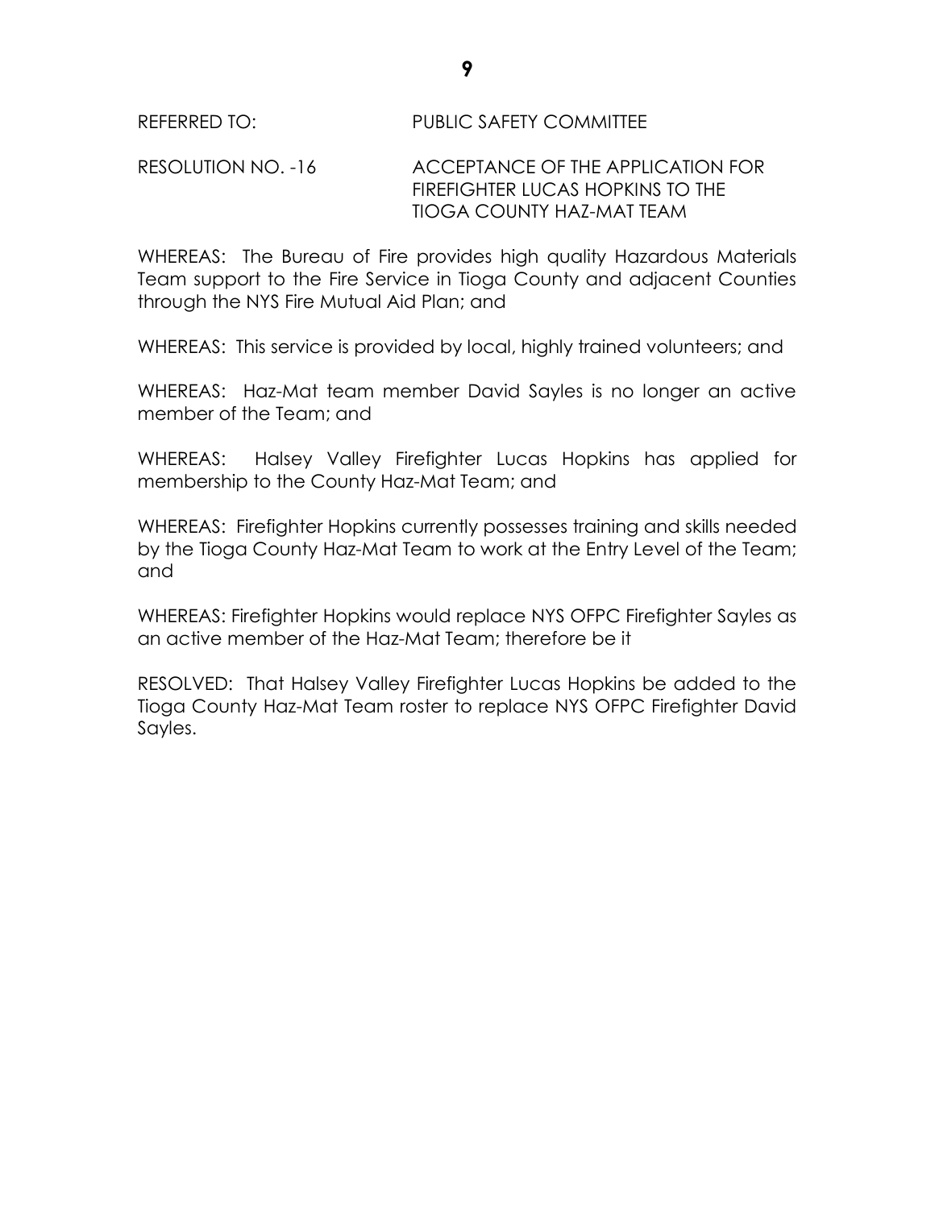REFERRED TO: PUBLIC SAFETY COMMITTEE

RESOLUTION NO. -16 ACCEPTANCE OF THE APPLICATION FOR FIREFIGHTER LUCAS HOPKINS TO THE TIOGA COUNTY HAZ-MAT TEAM

WHEREAS: The Bureau of Fire provides high quality Hazardous Materials Team support to the Fire Service in Tioga County and adjacent Counties through the NYS Fire Mutual Aid Plan; and

WHEREAS: This service is provided by local, highly trained volunteers; and

WHEREAS: Haz-Mat team member David Sayles is no longer an active member of the Team; and

WHEREAS: Halsey Valley Firefighter Lucas Hopkins has applied for membership to the County Haz-Mat Team; and

WHEREAS: Firefighter Hopkins currently possesses training and skills needed by the Tioga County Haz-Mat Team to work at the Entry Level of the Team; and

WHEREAS: Firefighter Hopkins would replace NYS OFPC Firefighter Sayles as an active member of the Haz-Mat Team; therefore be it

RESOLVED: That Halsey Valley Firefighter Lucas Hopkins be added to the Tioga County Haz-Mat Team roster to replace NYS OFPC Firefighter David Sayles.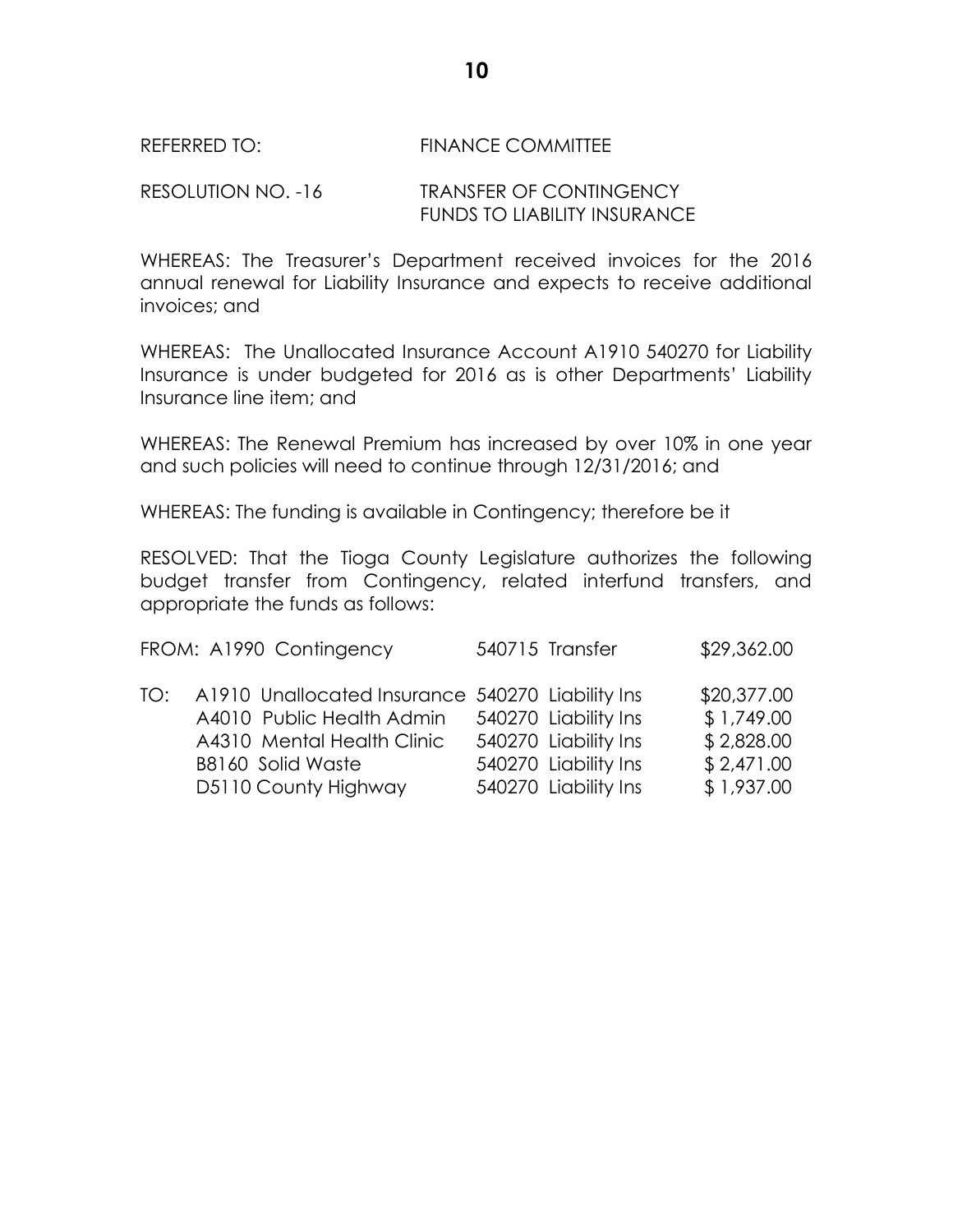REFERRED TO: FINANCE COMMITTEE

RESOLUTION NO. -16 TRANSFER OF CONTINGENCY FUNDS TO LIABILITY INSURANCE

WHEREAS: The Treasurer's Department received invoices for the 2016 annual renewal for Liability Insurance and expects to receive additional invoices; and

WHEREAS: The Unallocated Insurance Account A1910 540270 for Liability Insurance is under budgeted for 2016 as is other Departments' Liability Insurance line item; and

WHEREAS: The Renewal Premium has increased by over 10% in one year and such policies will need to continue through 12/31/2016; and

WHEREAS: The funding is available in Contingency; therefore be it

RESOLVED: That the Tioga County Legislature authorizes the following budget transfer from Contingency, related interfund transfers, and appropriate the funds as follows:

| | | | |
|---|---|---|---|
| FROM: | A1990 Contingency | 540715 Transfer | $29,362.00 |
| TO: | A1910 Unallocated Insurance | 540270 Liability Ins | $20,377.00 |
| | A4010 Public Health Admin | 540270 Liability Ins | $ 1,749.00 |
| | A4310 Mental Health Clinic | 540270 Liability Ins | $ 2,828.00 |
| | B8160 Solid Waste | 540270 Liability Ins | $ 2,471.00 |
| | D5110 County Highway | 540270 Liability Ins | $ 1,937.00 |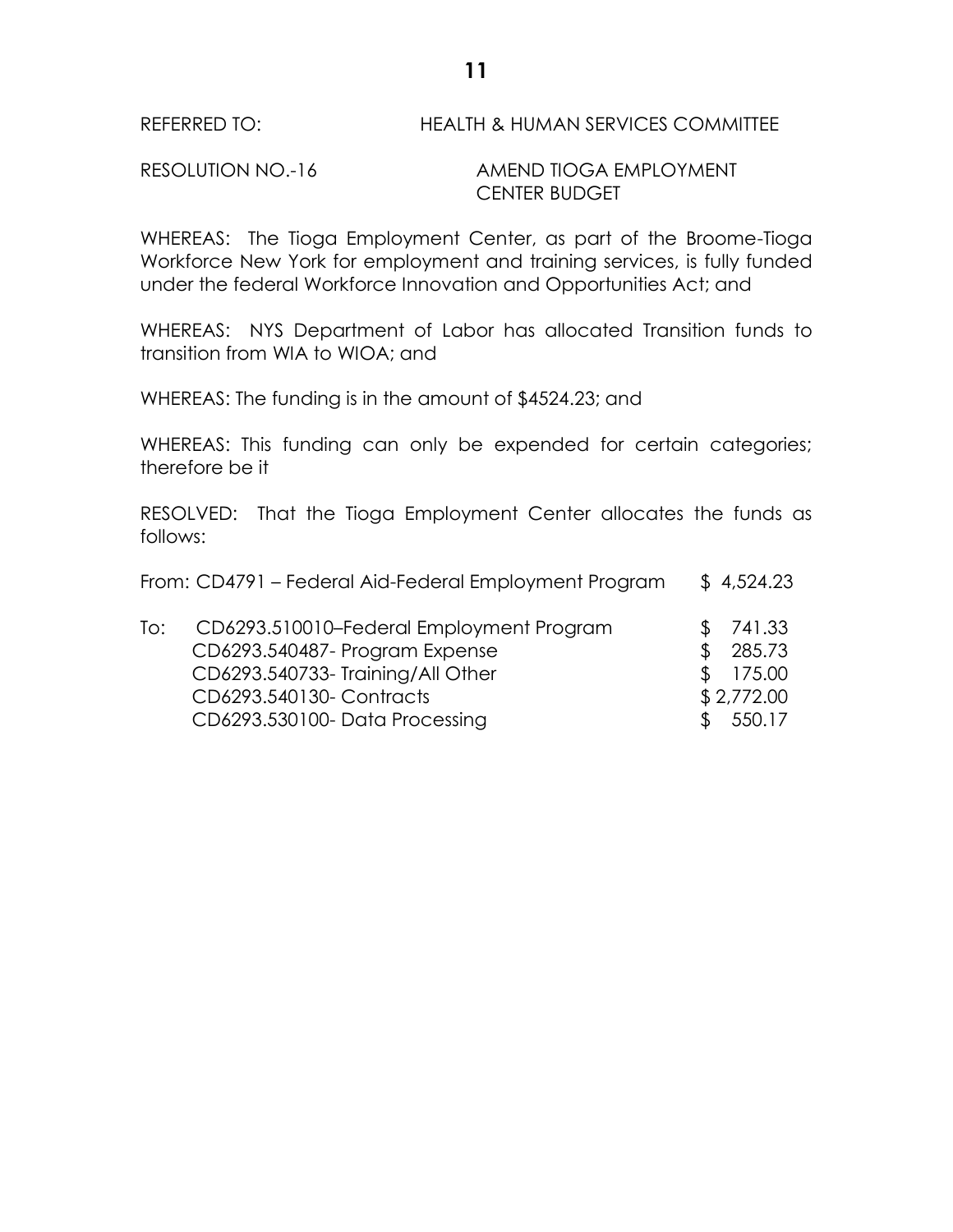REFERRED TO: HEALTH & HUMAN SERVICES COMMITTEE

RESOLUTION NO.-16 AMEND TIOGA EMPLOYMENT CENTER BUDGET

WHEREAS: The Tioga Employment Center, as part of the Broome-Tioga Workforce New York for employment and training services, is fully funded under the federal Workforce Innovation and Opportunities Act; and

WHEREAS: NYS Department of Labor has allocated Transition funds to transition from WIA to WIOA; and

WHEREAS: The funding is in the amount of $4524.23; and

WHEREAS: This funding can only be expended for certain categories; therefore be it

RESOLVED: That the Tioga Employment Center allocates the funds as follows:

| | | |
|---|---|---|
| From: | CD4791 – Federal Aid-Federal Employment Program | $ 4,524.23 |
| To: | CD6293.510010–Federal Employment Program | $ 741.33 |
| | CD6293.540487- Program Expense | $ 285.73 |
| | CD6293.540733- Training/All Other | $ 175.00 |
| | CD6293.540130- Contracts | $ 2,772.00 |
| | CD6293.530100- Data Processing | $ 550.17 |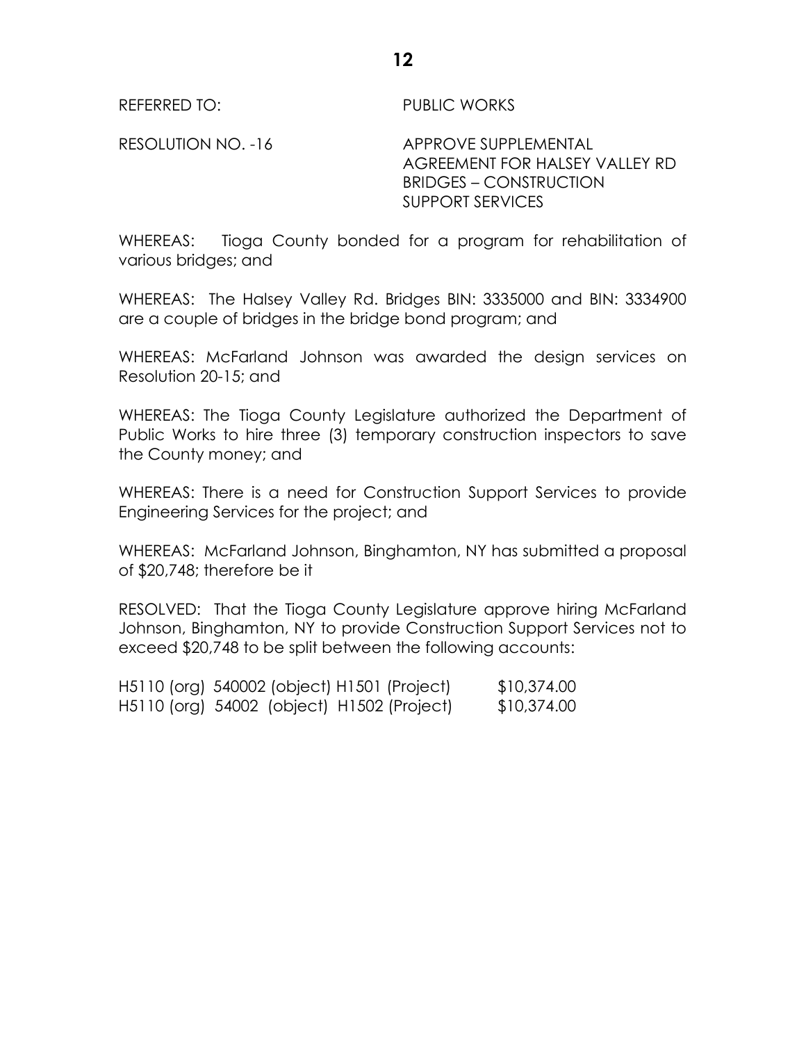REFERRED TO: PUBLIC WORKS

RESOLUTION NO. -16 APPROVE SUPPLEMENTAL AGREEMENT FOR HALSEY VALLEY RD BRIDGES – CONSTRUCTION SUPPORT SERVICES

WHEREAS: Tioga County bonded for a program for rehabilitation of various bridges; and

WHEREAS: The Halsey Valley Rd. Bridges BIN: 3335000 and BIN: 3334900 are a couple of bridges in the bridge bond program; and

WHEREAS: McFarland Johnson was awarded the design services on Resolution 20-15; and

WHEREAS: The Tioga County Legislature authorized the Department of Public Works to hire three (3) temporary construction inspectors to save the County money; and

WHEREAS: There is a need for Construction Support Services to provide Engineering Services for the project; and

WHEREAS: McFarland Johnson, Binghamton, NY has submitted a proposal of $20,748; therefore be it

RESOLVED: That the Tioga County Legislature approve hiring McFarland Johnson, Binghamton, NY to provide Construction Support Services not to exceed $20,748 to be split between the following accounts:

H5110 (org) 540002 (object) H1501 (Project) $10,374.00
H5110 (org) 54002 (object) H1502 (Project) $10,374.00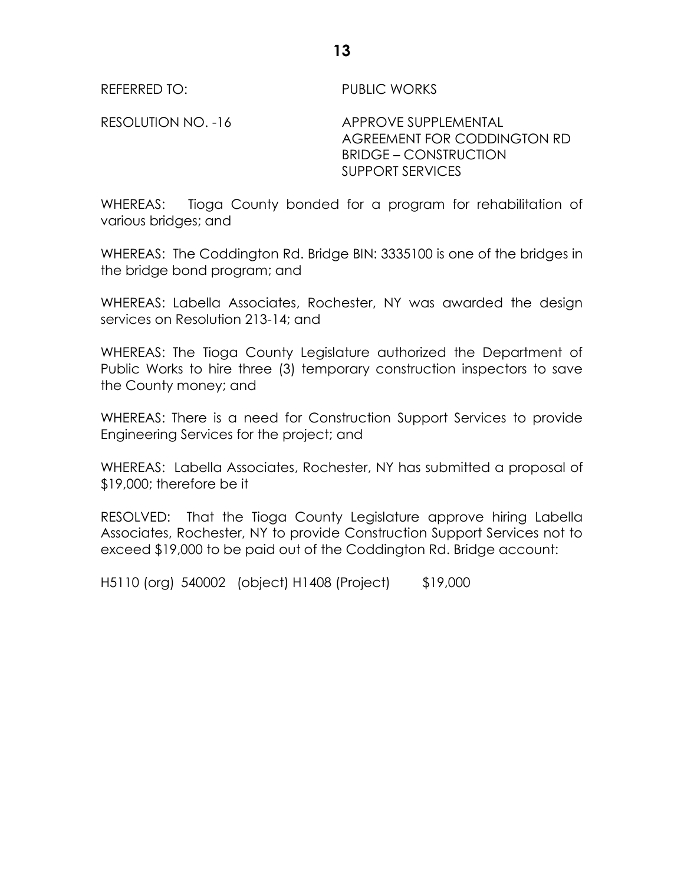REFERRED TO: PUBLIC WORKS

RESOLUTION NO. -16 APPROVE SUPPLEMENTAL AGREEMENT FOR CODDINGTON RD BRIDGE – CONSTRUCTION SUPPORT SERVICES

WHEREAS: Tioga County bonded for a program for rehabilitation of various bridges; and

WHEREAS: The Coddington Rd. Bridge BIN: 3335100 is one of the bridges in the bridge bond program; and

WHEREAS: Labella Associates, Rochester, NY was awarded the design services on Resolution 213-14; and

WHEREAS: The Tioga County Legislature authorized the Department of Public Works to hire three (3) temporary construction inspectors to save the County money; and

WHEREAS: There is a need for Construction Support Services to provide Engineering Services for the project; and

WHEREAS: Labella Associates, Rochester, NY has submitted a proposal of $19,000; therefore be it

RESOLVED: That the Tioga County Legislature approve hiring Labella Associates, Rochester, NY to provide Construction Support Services not to exceed $19,000 to be paid out of the Coddington Rd. Bridge account:

H5110 (org) 540002 (object) H1408 (Project) $19,000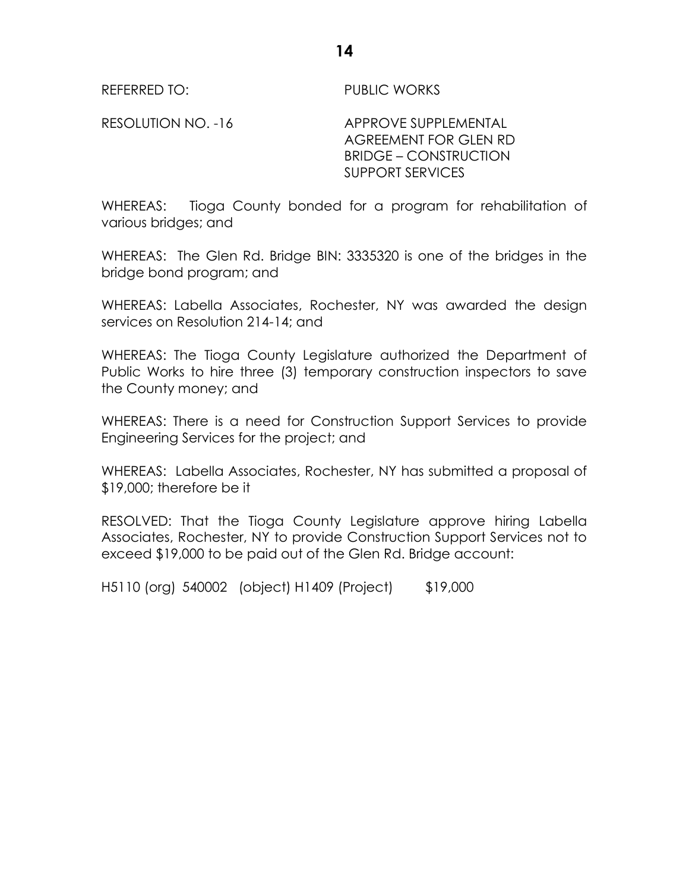REFERRED TO: PUBLIC WORKS

RESOLUTION NO. -16 APPROVE SUPPLEMENTAL AGREEMENT FOR GLEN RD BRIDGE – CONSTRUCTION SUPPORT SERVICES

WHEREAS: Tioga County bonded for a program for rehabilitation of various bridges; and

WHEREAS: The Glen Rd. Bridge BIN: 3335320 is one of the bridges in the bridge bond program; and

WHEREAS: Labella Associates, Rochester, NY was awarded the design services on Resolution 214-14; and

WHEREAS: The Tioga County Legislature authorized the Department of Public Works to hire three (3) temporary construction inspectors to save the County money; and

WHEREAS: There is a need for Construction Support Services to provide Engineering Services for the project; and

WHEREAS: Labella Associates, Rochester, NY has submitted a proposal of $19,000; therefore be it

RESOLVED: That the Tioga County Legislature approve hiring Labella Associates, Rochester, NY to provide Construction Support Services not to exceed $19,000 to be paid out of the Glen Rd. Bridge account:

H5110 (org) 540002 (object) H1409 (Project) $19,000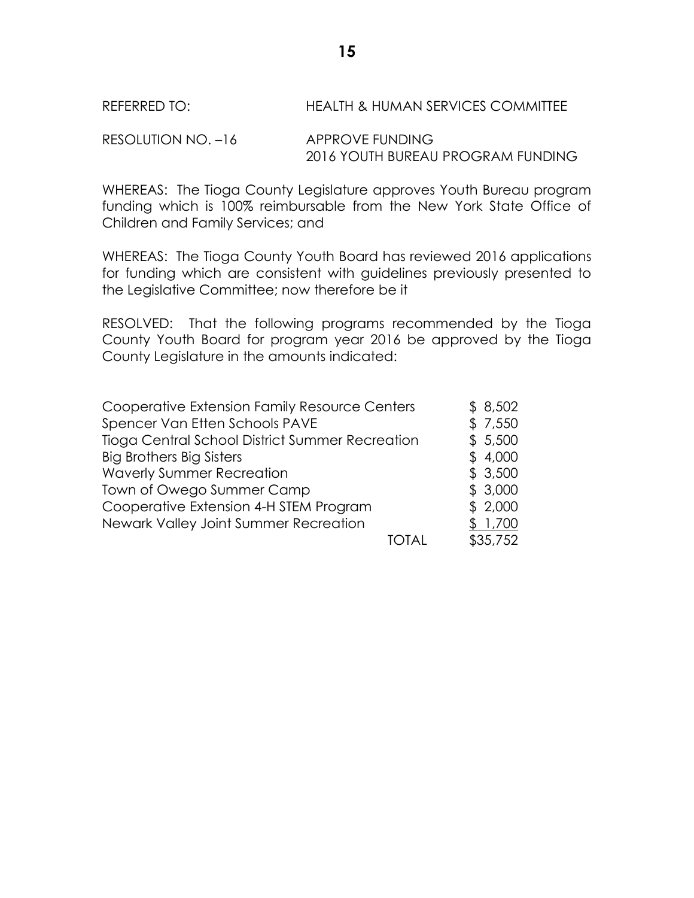REFERRED TO: HEALTH & HUMAN SERVICES COMMITTEE

RESOLUTION NO. –16 APPROVE FUNDING
2016 YOUTH BUREAU PROGRAM FUNDING

WHEREAS: The Tioga County Legislature approves Youth Bureau program funding which is 100% reimbursable from the New York State Office of Children and Family Services; and

WHEREAS: The Tioga County Youth Board has reviewed 2016 applications for funding which are consistent with guidelines previously presented to the Legislative Committee; now therefore be it

RESOLVED: That the following programs recommended by the Tioga County Youth Board for program year 2016 be approved by the Tioga County Legislature in the amounts indicated:

| Program | Amount |
|---|---|
| Cooperative Extension Family Resource Centers | $ 8,502 |
| Spencer Van Etten Schools PAVE | $ 7,550 |
| Tioga Central School District Summer Recreation | $ 5,500 |
| Big Brothers Big Sisters | $ 4,000 |
| Waverly Summer Recreation | $ 3,500 |
| Town of Owego Summer Camp | $ 3,000 |
| Cooperative Extension 4-H STEM Program | $ 2,000 |
| Newark Valley Joint Summer Recreation | $ 1,700 |
| TOTAL | $35,752 |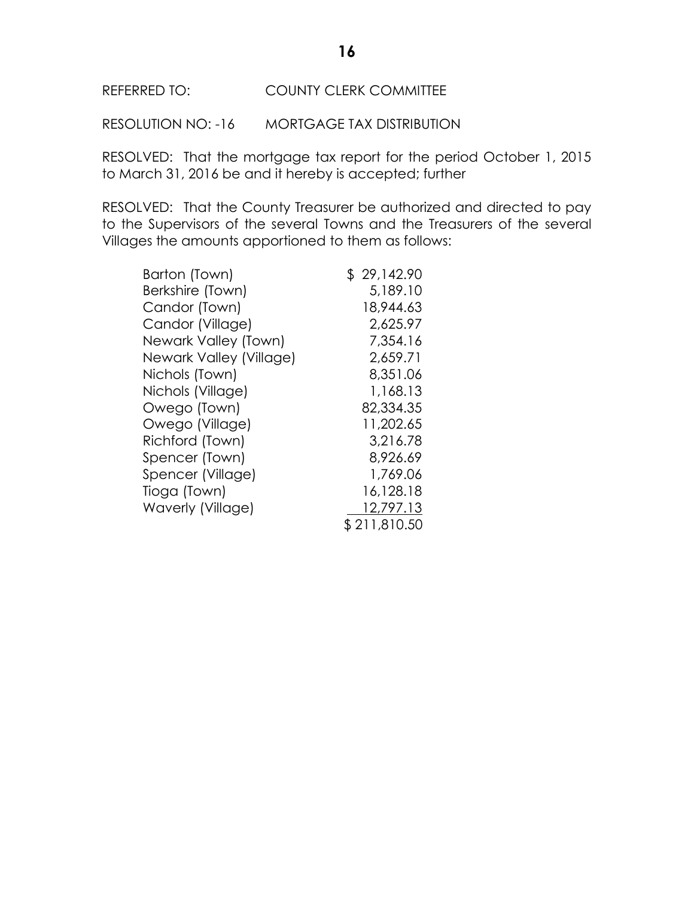REFERRED TO: COUNTY CLERK COMMITTEE

RESOLUTION NO: -16 MORTGAGE TAX DISTRIBUTION

RESOLVED: That the mortgage tax report for the period October 1, 2015 to March 31, 2016 be and it hereby is accepted; further

RESOLVED: That the County Treasurer be authorized and directed to pay to the Supervisors of the several Towns and the Treasurers of the several Villages the amounts apportioned to them as follows:

| | |
|---|---:|
| Barton (Town) | $ 29,142.90 |
| Berkshire (Town) | 5,189.10 |
| Candor (Town) | 18,944.63 |
| Candor (Village) | 2,625.97 |
| Newark Valley (Town) | 7,354.16 |
| Newark Valley (Village) | 2,659.71 |
| Nichols (Town) | 8,351.06 |
| Nichols (Village) | 1,168.13 |
| Owego (Town) | 82,334.35 |
| Owego (Village) | 11,202.65 |
| Richford (Town) | 3,216.78 |
| Spencer (Town) | 8,926.69 |
| Spencer (Village) | 1,769.06 |
| Tioga (Town) | 16,128.18 |
| Waverly (Village) | 12,797.13 |
| | $ 211,810.50 |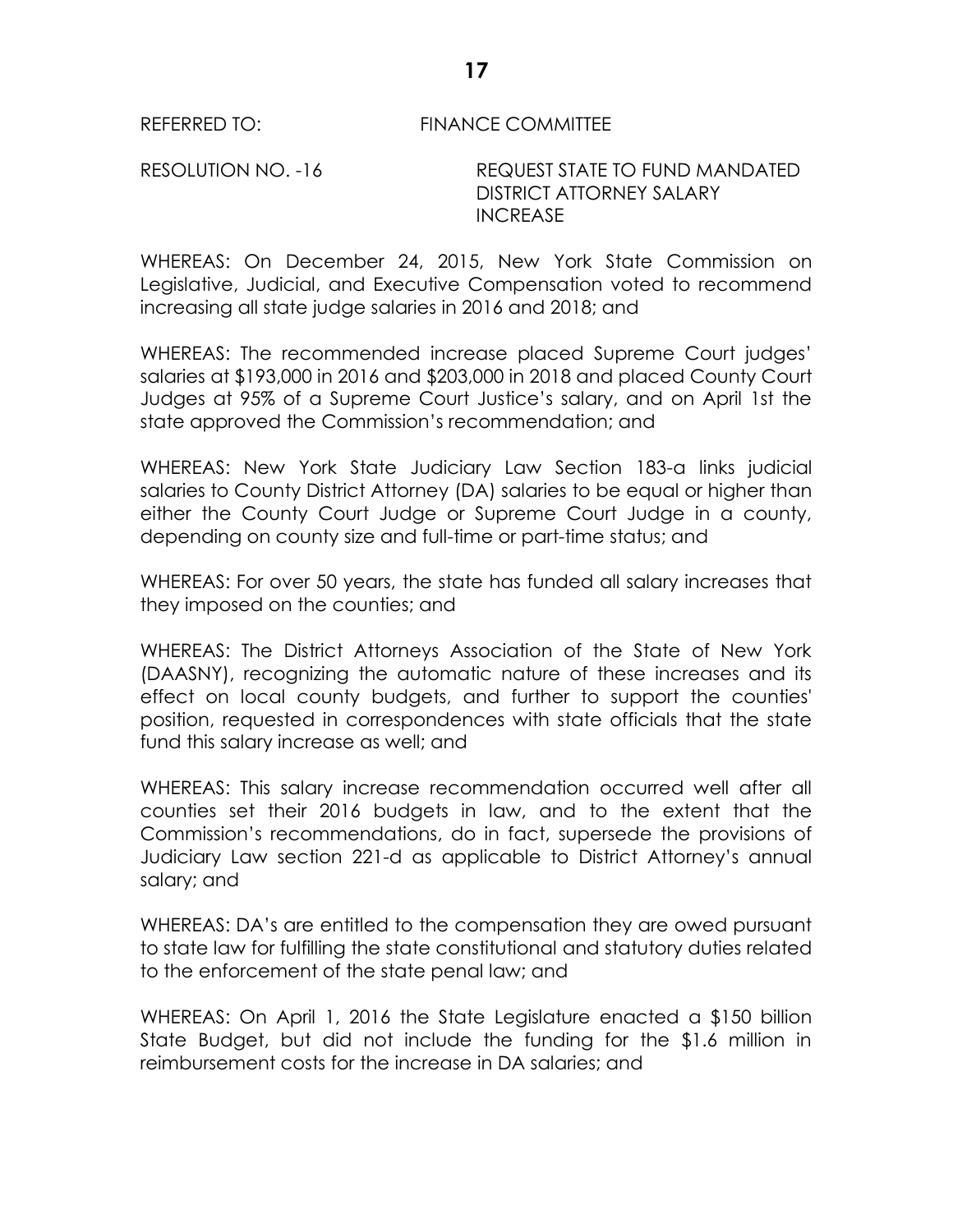REFERRED TO: FINANCE COMMITTEE

RESOLUTION NO. -16 REQUEST STATE TO FUND MANDATED DISTRICT ATTORNEY SALARY INCREASE

WHEREAS: On December 24, 2015, New York State Commission on Legislative, Judicial, and Executive Compensation voted to recommend increasing all state judge salaries in 2016 and 2018; and

WHEREAS: The recommended increase placed Supreme Court judges' salaries at $193,000 in 2016 and $203,000 in 2018 and placed County Court Judges at 95% of a Supreme Court Justice's salary, and on April 1st the state approved the Commission's recommendation; and

WHEREAS: New York State Judiciary Law Section 183-a links judicial salaries to County District Attorney (DA) salaries to be equal or higher than either the County Court Judge or Supreme Court Judge in a county, depending on county size and full-time or part-time status; and

WHEREAS: For over 50 years, the state has funded all salary increases that they imposed on the counties; and

WHEREAS: The District Attorneys Association of the State of New York (DAASNY), recognizing the automatic nature of these increases and its effect on local county budgets, and further to support the counties' position, requested in correspondences with state officials that the state fund this salary increase as well; and

WHEREAS: This salary increase recommendation occurred well after all counties set their 2016 budgets in law, and to the extent that the Commission's recommendations, do in fact, supersede the provisions of Judiciary Law section 221-d as applicable to District Attorney's annual salary; and

WHEREAS: DA's are entitled to the compensation they are owed pursuant to state law for fulfilling the state constitutional and statutory duties related to the enforcement of the state penal law; and

WHEREAS: On April 1, 2016 the State Legislature enacted a $150 billion State Budget, but did not include the funding for the $1.6 million in reimbursement costs for the increase in DA salaries; and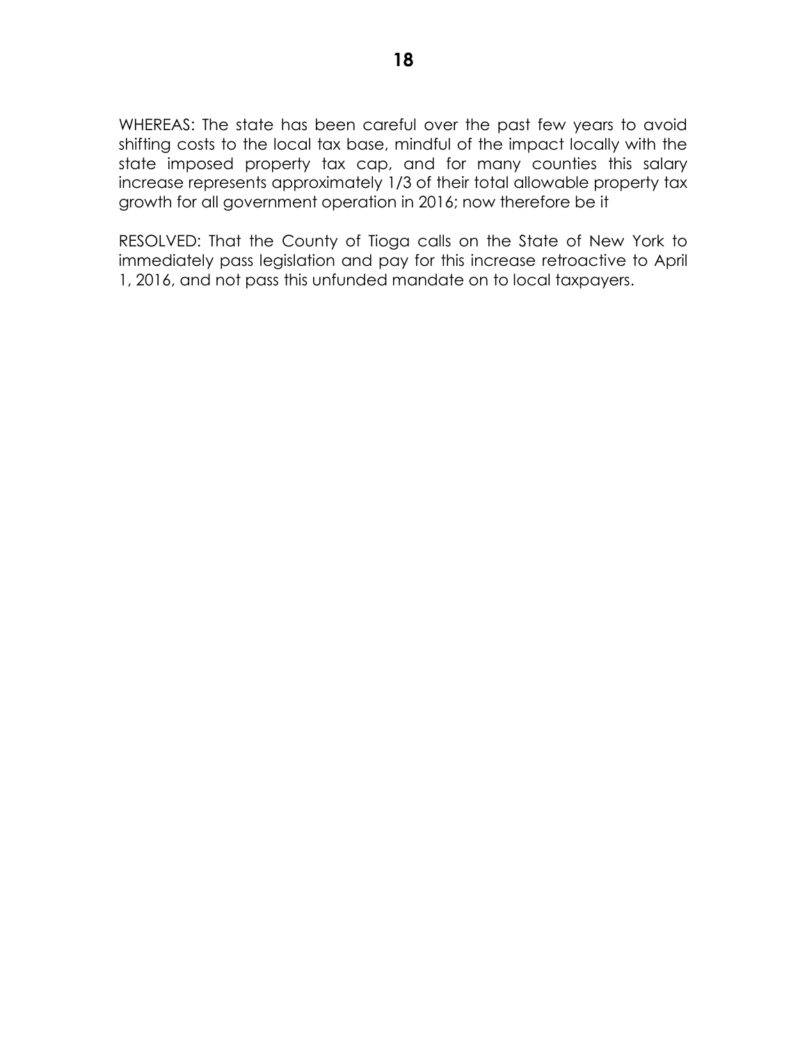WHEREAS: The state has been careful over the past few years to avoid shifting costs to the local tax base, mindful of the impact locally with the state imposed property tax cap, and for many counties this salary increase represents approximately 1/3 of their total allowable property tax growth for all government operation in 2016; now therefore be it

RESOLVED: That the County of Tioga calls on the State of New York to immediately pass legislation and pay for this increase retroactive to April 1, 2016, and not pass this unfunded mandate on to local taxpayers.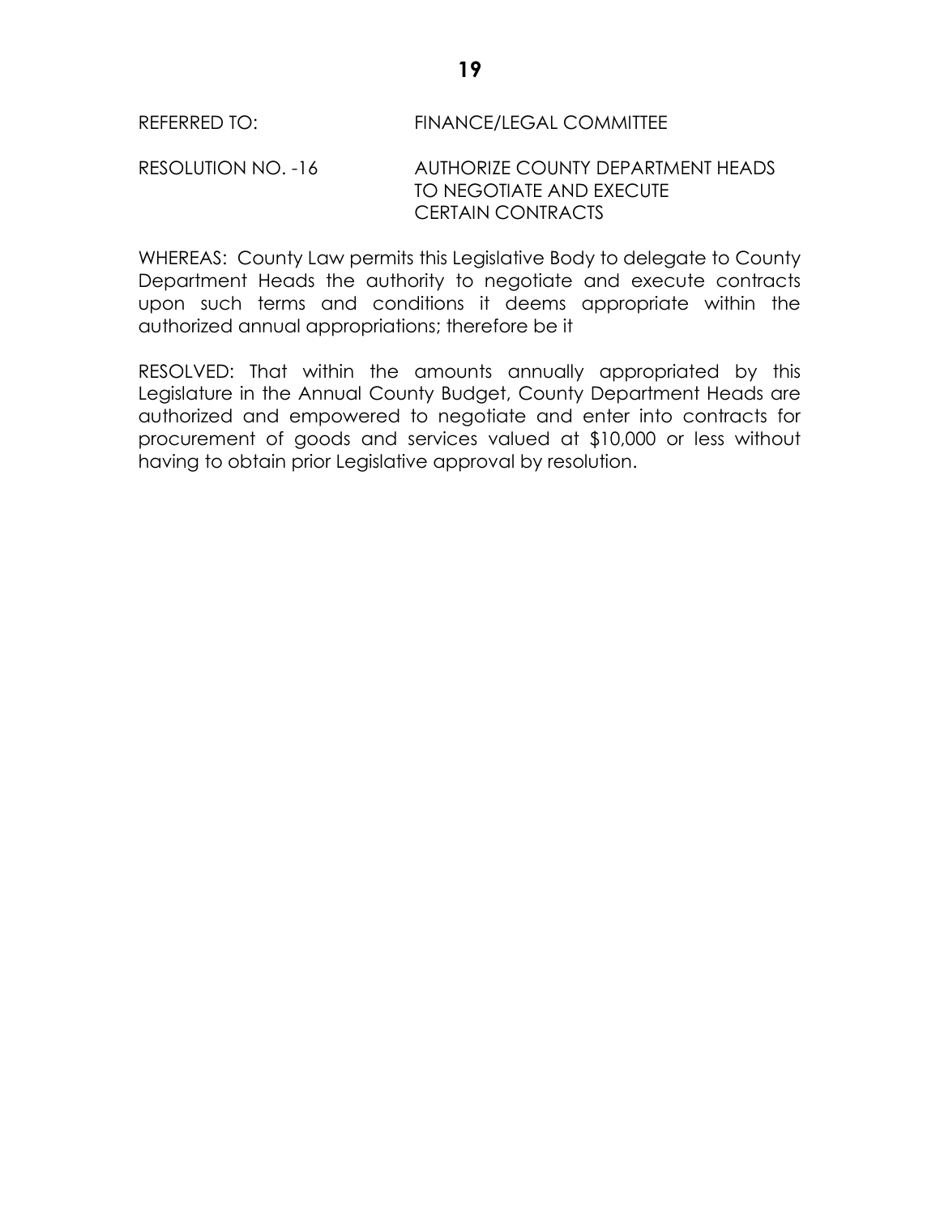REFERRED TO: FINANCE/LEGAL COMMITTEE

RESOLUTION NO. -16 AUTHORIZE COUNTY DEPARTMENT HEADS TO NEGOTIATE AND EXECUTE CERTAIN CONTRACTS

WHEREAS: County Law permits this Legislative Body to delegate to County Department Heads the authority to negotiate and execute contracts upon such terms and conditions it deems appropriate within the authorized annual appropriations; therefore be it

RESOLVED: That within the amounts annually appropriated by this Legislature in the Annual County Budget, County Department Heads are authorized and empowered to negotiate and enter into contracts for procurement of goods and services valued at $10,000 or less without having to obtain prior Legislative approval by resolution.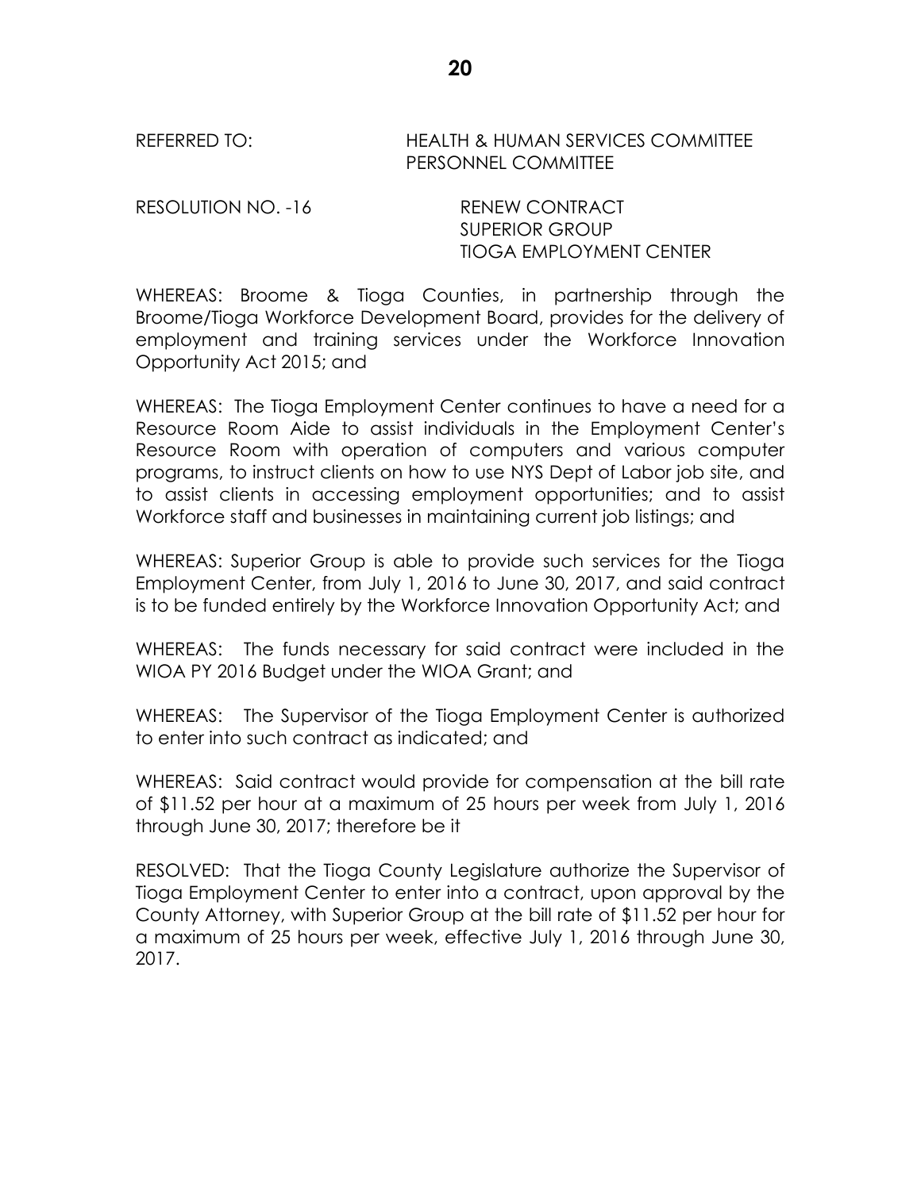REFERRED TO: HEALTH & HUMAN SERVICES COMMITTEE
PERSONNEL COMMITTEE

RESOLUTION NO. -16 RENEW CONTRACT
SUPERIOR GROUP
TIOGA EMPLOYMENT CENTER

WHEREAS: Broome & Tioga Counties, in partnership through the Broome/Tioga Workforce Development Board, provides for the delivery of employment and training services under the Workforce Innovation Opportunity Act 2015; and

WHEREAS: The Tioga Employment Center continues to have a need for a Resource Room Aide to assist individuals in the Employment Center's Resource Room with operation of computers and various computer programs, to instruct clients on how to use NYS Dept of Labor job site, and to assist clients in accessing employment opportunities; and to assist Workforce staff and businesses in maintaining current job listings; and

WHEREAS: Superior Group is able to provide such services for the Tioga Employment Center, from July 1, 2016 to June 30, 2017, and said contract is to be funded entirely by the Workforce Innovation Opportunity Act; and

WHEREAS: The funds necessary for said contract were included in the WIOA PY 2016 Budget under the WIOA Grant; and

WHEREAS: The Supervisor of the Tioga Employment Center is authorized to enter into such contract as indicated; and

WHEREAS: Said contract would provide for compensation at the bill rate of $11.52 per hour at a maximum of 25 hours per week from July 1, 2016 through June 30, 2017; therefore be it

RESOLVED: That the Tioga County Legislature authorize the Supervisor of Tioga Employment Center to enter into a contract, upon approval by the County Attorney, with Superior Group at the bill rate of $11.52 per hour for a maximum of 25 hours per week, effective July 1, 2016 through June 30, 2017.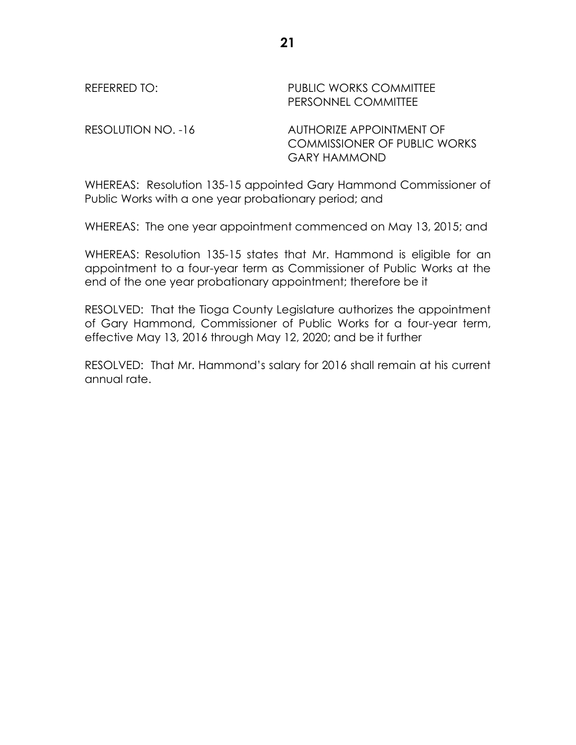REFERRED TO: PUBLIC WORKS COMMITTEE
PERSONNEL COMMITTEE

RESOLUTION NO. -16 AUTHORIZE APPOINTMENT OF COMMISSIONER OF PUBLIC WORKS GARY HAMMOND

WHEREAS: Resolution 135-15 appointed Gary Hammond Commissioner of Public Works with a one year probationary period; and

WHEREAS: The one year appointment commenced on May 13, 2015; and

WHEREAS: Resolution 135-15 states that Mr. Hammond is eligible for an appointment to a four-year term as Commissioner of Public Works at the end of the one year probationary appointment; therefore be it

RESOLVED: That the Tioga County Legislature authorizes the appointment of Gary Hammond, Commissioner of Public Works for a four-year term, effective May 13, 2016 through May 12, 2020; and be it further

RESOLVED: That Mr. Hammond's salary for 2016 shall remain at his current annual rate.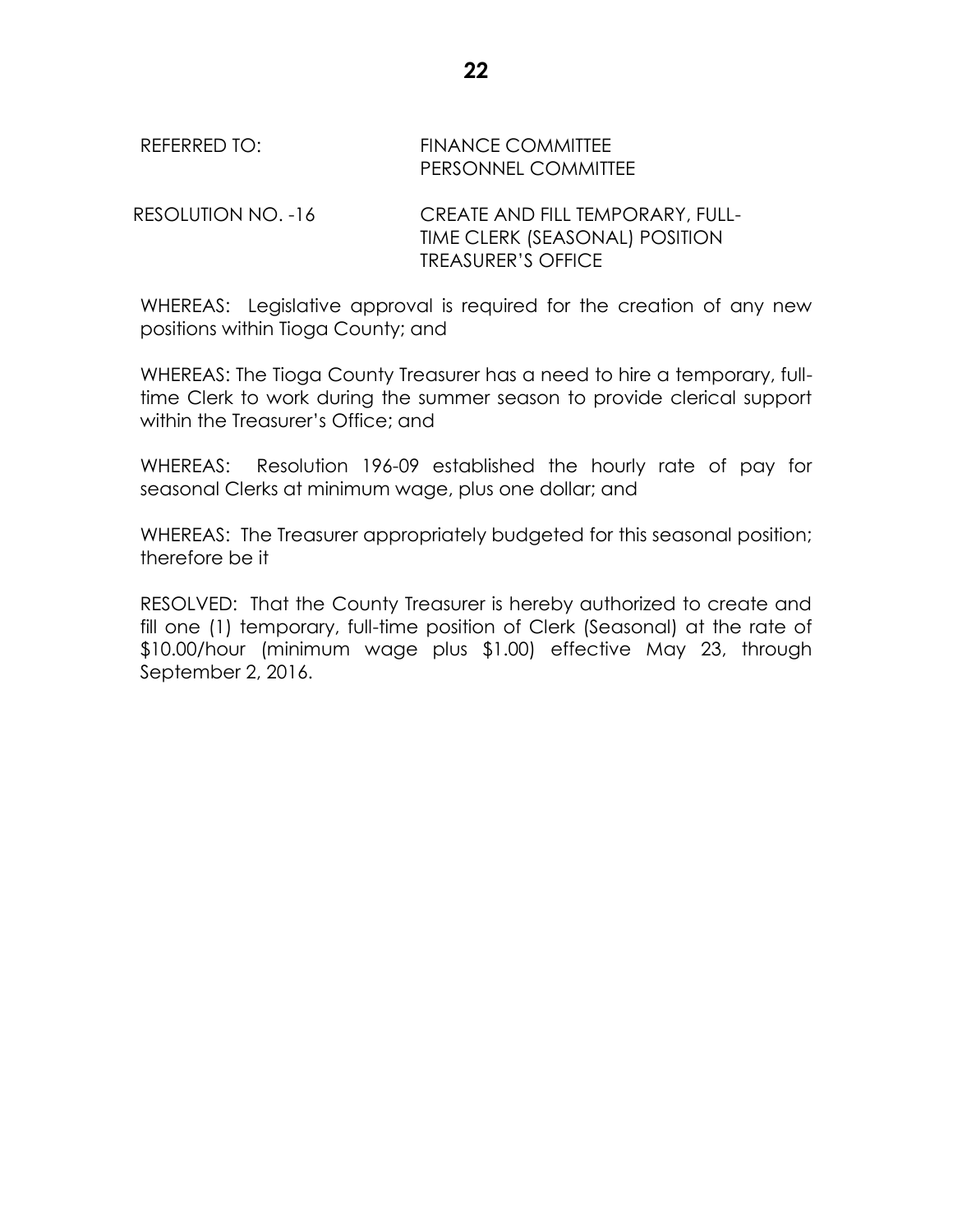REFERRED TO: FINANCE COMMITTEE
PERSONNEL COMMITTEE

RESOLUTION NO. -16 CREATE AND FILL TEMPORARY, FULL-TIME CLERK (SEASONAL) POSITION TREASURER'S OFFICE

WHEREAS: Legislative approval is required for the creation of any new positions within Tioga County; and

WHEREAS: The Tioga County Treasurer has a need to hire a temporary, full-time Clerk to work during the summer season to provide clerical support within the Treasurer's Office; and

WHEREAS: Resolution 196-09 established the hourly rate of pay for seasonal Clerks at minimum wage, plus one dollar; and

WHEREAS: The Treasurer appropriately budgeted for this seasonal position; therefore be it

RESOLVED: That the County Treasurer is hereby authorized to create and fill one (1) temporary, full-time position of Clerk (Seasonal) at the rate of $10.00/hour (minimum wage plus $1.00) effective May 23, through September 2, 2016.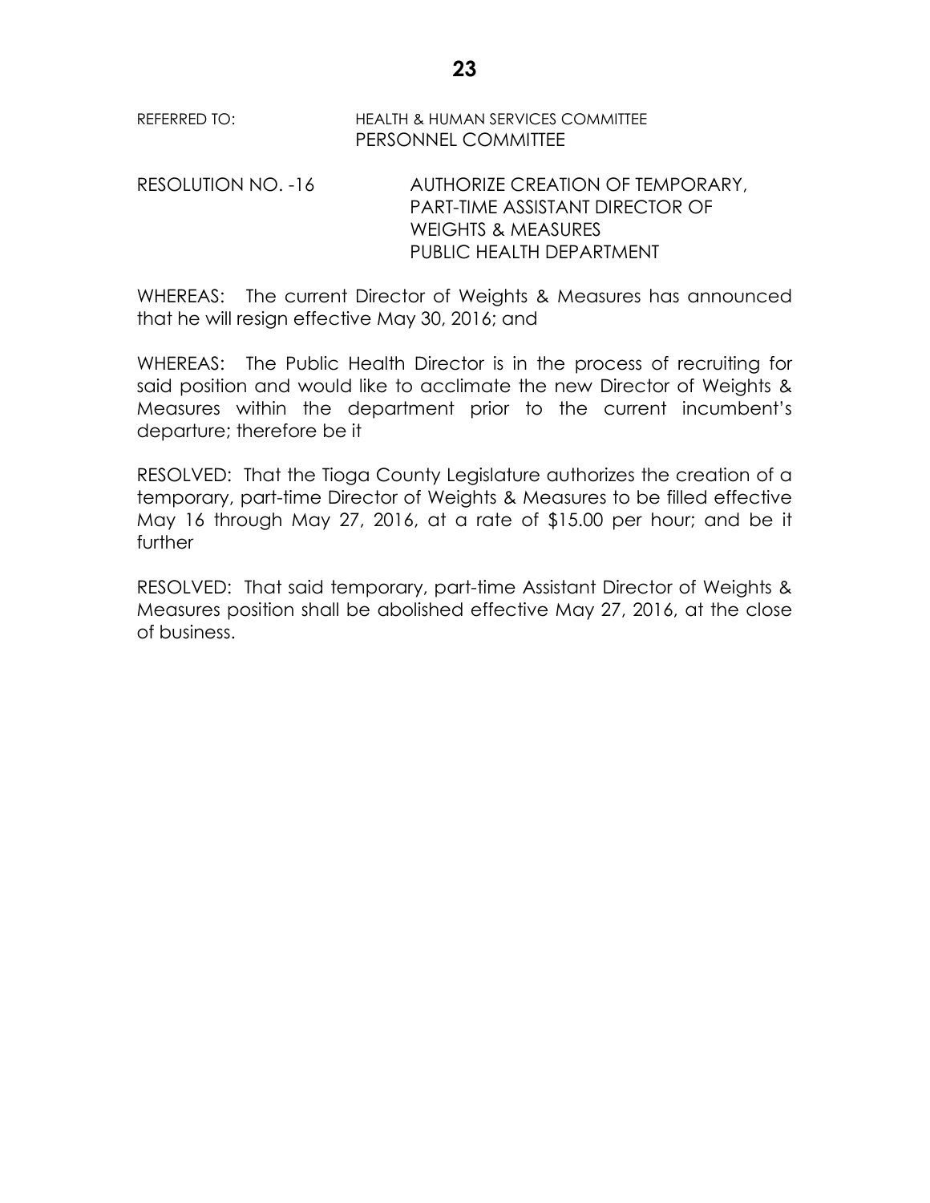REFERRED TO: HEALTH & HUMAN SERVICES COMMITTEE
PERSONNEL COMMITTEE

RESOLUTION NO. -16 AUTHORIZE CREATION OF TEMPORARY, PART-TIME ASSISTANT DIRECTOR OF WEIGHTS & MEASURES PUBLIC HEALTH DEPARTMENT

WHEREAS: The current Director of Weights & Measures has announced that he will resign effective May 30, 2016; and

WHEREAS: The Public Health Director is in the process of recruiting for said position and would like to acclimate the new Director of Weights & Measures within the department prior to the current incumbent's departure; therefore be it

RESOLVED: That the Tioga County Legislature authorizes the creation of a temporary, part-time Director of Weights & Measures to be filled effective May 16 through May 27, 2016, at a rate of $15.00 per hour; and be it further

RESOLVED: That said temporary, part-time Assistant Director of Weights & Measures position shall be abolished effective May 27, 2016, at the close of business.